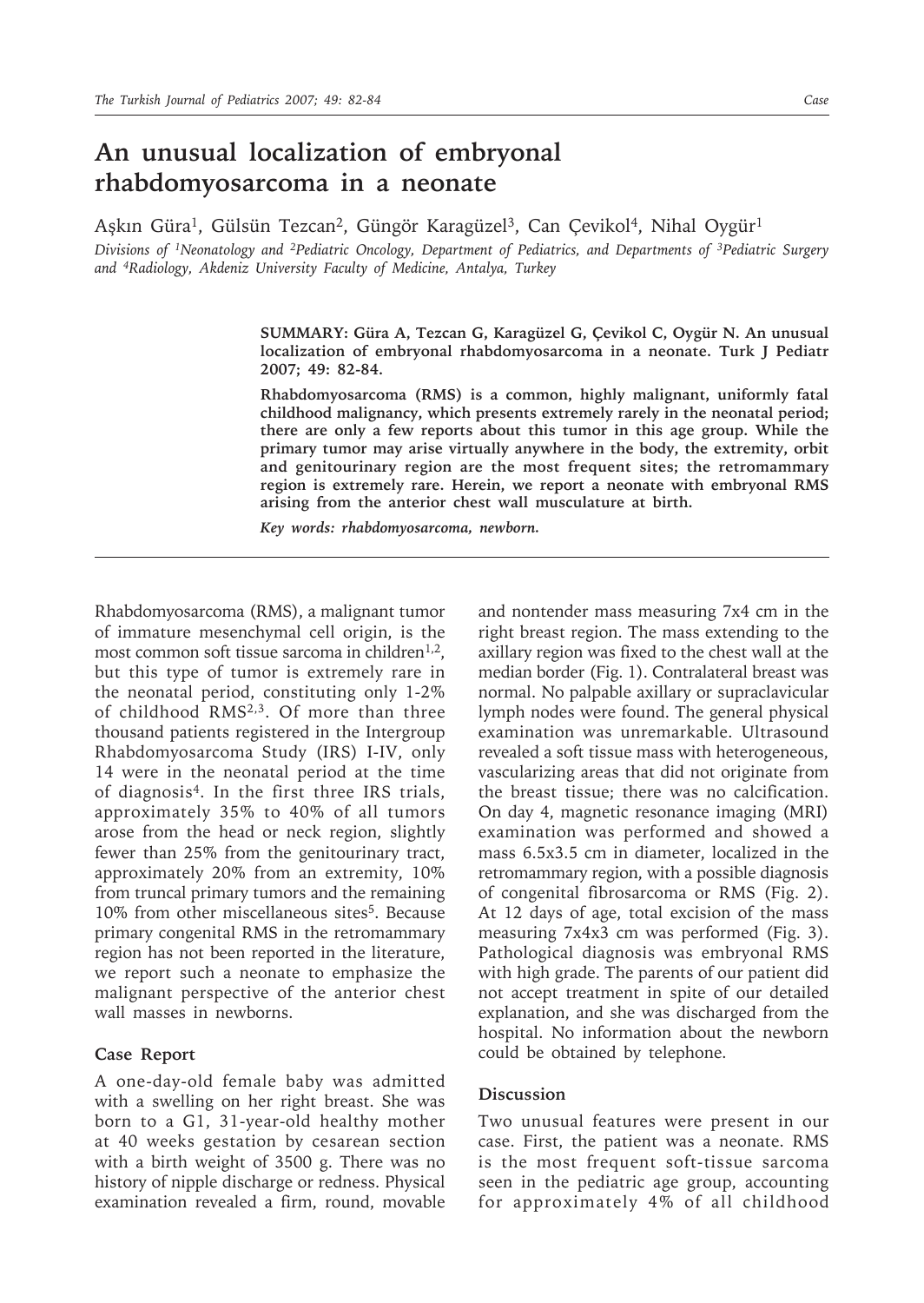# An unusual localization of embryonal rhabdomyosarcoma in a neonate

Aşkın Güra[1], Gülsün Tezcan[2], Güngör Karagüzel[3], Can Çevikol[4], Nihal Oygür[1]

*Divisions of [1]Neonatology and [2]Pediatric Oncology, Department of Pediatrics, and Departments of [3]Pediatric Surgery and [4]Radiology, Akdeniz University Faculty of Medicine, Antalya, Turkey*

**SUMMARY: Güra A, Tezcan G, Karagüzel G, Çevikol C, Oygür N. An unusual localization of embryonal rhabdomyosarcoma in a neonate. Turk J Pediatr 2007; 49: 82-84.**

**Rhabdomyosarcoma (RMS) is a common, highly malignant, uniformly fatal childhood malignancy, which presents extremely rarely in the neonatal period; there are only a few reports about this tumor in this age group. While the primary tumor may arise virtually anywhere in the body, the extremity, orbit and genitourinary region are the most frequent sites; the retromammary region is extremely rare. Herein, we report a neonate with embryonal RMS arising from the anterior chest wall musculature at birth.**

***Key words: rhabdomyosarcoma, newborn.***

Rhabdomyosarcoma (RMS), a malignant tumor of immature mesenchymal cell origin, is the most common soft tissue sarcoma in children[1,2], but this type of tumor is extremely rare in the neonatal period, constituting only 1-2% of childhood RMS[2,3]. Of more than three thousand patients registered in the Intergroup Rhabdomyosarcoma Study (IRS) I-IV, only 14 were in the neonatal period at the time of diagnosis[4]. In the first three IRS trials, approximately 35% to 40% of all tumors arose from the head or neck region, slightly fewer than 25% from the genitourinary tract, approximately 20% from an extremity, 10% from truncal primary tumors and the remaining 10% from other miscellaneous sites[5]. Because primary congenital RMS in the retromammary region has not been reported in the literature, we report such a neonate to emphasize the malignant perspective of the anterior chest wall masses in newborns.

## Case Report

A one-day-old female baby was admitted with a swelling on her right breast. She was born to a G1, 31-year-old healthy mother at 40 weeks gestation by cesarean section with a birth weight of 3500 g. There was no history of nipple discharge or redness. Physical examination revealed a firm, round, movable and nontender mass measuring 7x4 cm in the right breast region. The mass extending to the axillary region was fixed to the chest wall at the median border (Fig. 1). Contralateral breast was normal. No palpable axillary or supraclavicular lymph nodes were found. The general physical examination was unremarkable. Ultrasound revealed a soft tissue mass with heterogeneous, vascularizing areas that did not originate from the breast tissue; there was no calcification. On day 4, magnetic resonance imaging (MRI) examination was performed and showed a mass 6.5x3.5 cm in diameter, localized in the retromammary region, with a possible diagnosis of congenital fibrosarcoma or RMS (Fig. 2). At 12 days of age, total excision of the mass measuring 7x4x3 cm was performed (Fig. 3). Pathological diagnosis was embryonal RMS with high grade. The parents of our patient did not accept treatment in spite of our detailed explanation, and she was discharged from the hospital. No information about the newborn could be obtained by telephone.

## Discussion

Two unusual features were present in our case. First, the patient was a neonate. RMS is the most frequent soft-tissue sarcoma seen in the pediatric age group, accounting for approximately 4% of all childhood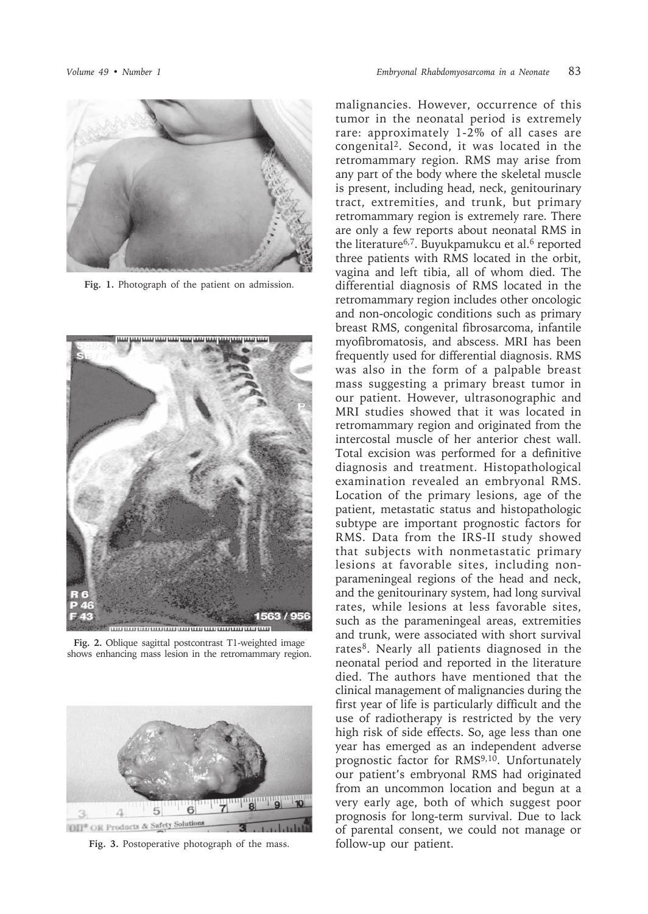Fig. 1. Photograph of the patient on admission.

Fig. 2. Oblique sagittal postcontrast T1-weighted image shows enhancing mass lesion in the retromammary region.

Fig. 3. Postoperative photograph of the mass.

malignancies. However, occurrence of this tumor in the neonatal period is extremely rare: approximately 1-2% of all cases are congenital[2]. Second, it was located in the retromammary region. RMS may arise from any part of the body where the skeletal muscle is present, including head, neck, genitourinary tract, extremities, and trunk, but primary retromammary region is extremely rare. There are only a few reports about neonatal RMS in the literature[6,7]. Buyukpamukcu et al.[6] reported three patients with RMS located in the orbit, vagina and left tibia, all of whom died. The differential diagnosis of RMS located in the retromammary region includes other oncologic and non-oncologic conditions such as primary breast RMS, congenital fibrosarcoma, infantile myofibromatosis, and abscess. MRI has been frequently used for differential diagnosis. RMS was also in the form of a palpable breast mass suggesting a primary breast tumor in our patient. However, ultrasonographic and MRI studies showed that it was located in retromammary region and originated from the intercostal muscle of her anterior chest wall. Total excision was performed for a definitive diagnosis and treatment. Histopathological examination revealed an embryonal RMS. Location of the primary lesions, age of the patient, metastatic status and histopathologic subtype are important prognostic factors for RMS. Data from the IRS-II study showed that subjects with nonmetastatic primary lesions at favorable sites, including non-parameningeal regions of the head and neck, and the genitourinary system, had long survival rates, while lesions at less favorable sites, such as the parameningeal areas, extremities and trunk, were associated with short survival rates[8]. Nearly all patients diagnosed in the neonatal period and reported in the literature died. The authors have mentioned that the clinical management of malignancies during the first year of life is particularly difficult and the use of radiotherapy is restricted by the very high risk of side effects. So, age less than one year has emerged as an independent adverse prognostic factor for RMS[9,10]. Unfortunately our patient's embryonal RMS had originated from an uncommon location and begun at a very early age, both of which suggest poor prognosis for long-term survival. Due to lack of parental consent, we could not manage or follow-up our patient.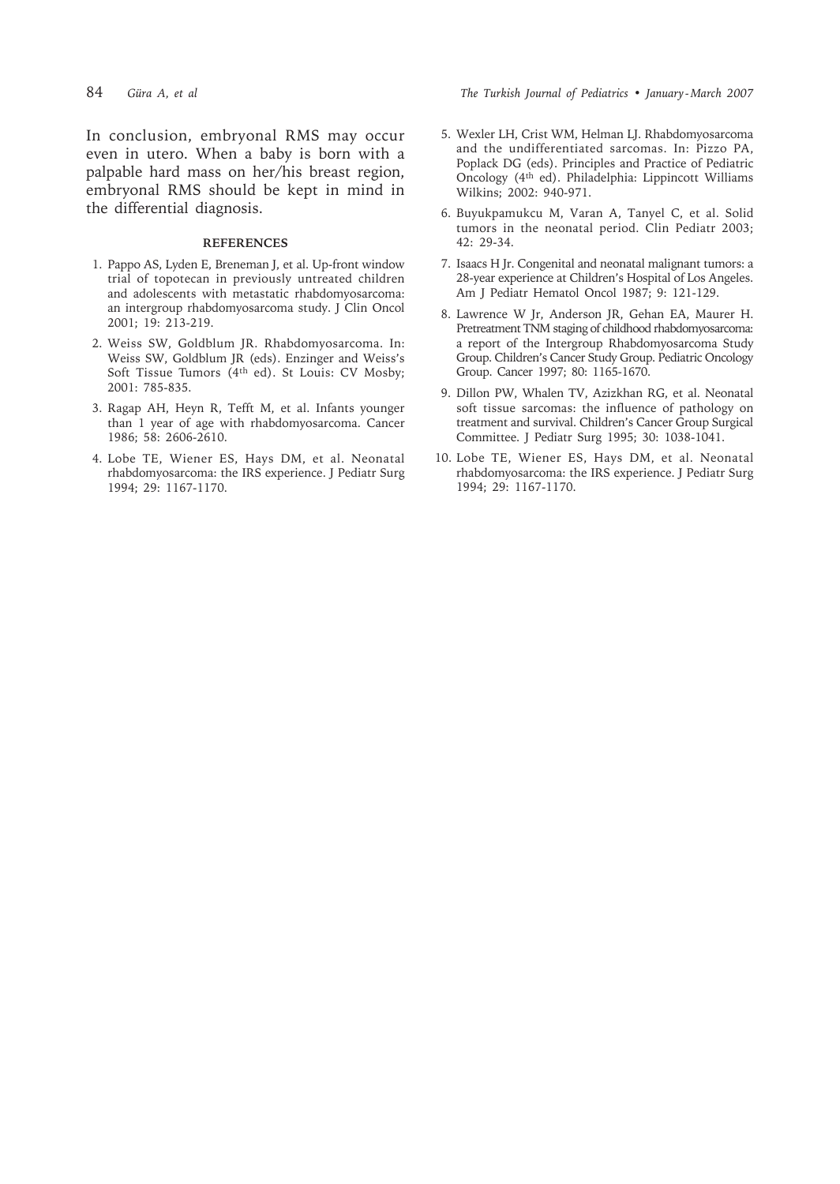In conclusion, embryonal RMS may occur even in utero. When a baby is born with a palpable hard mass on her/his breast region, embryonal RMS should be kept in mind in the differential diagnosis.

## REFERENCES

1. Pappo AS, Lyden E, Breneman J, et al. Up-front window trial of topotecan in previously untreated children and adolescents with metastatic rhabdomyosarcoma: an intergroup rhabdomyosarcoma study. J Clin Oncol 2001; 19: 213-219.
2. Weiss SW, Goldblum JR. Rhabdomyosarcoma. In: Weiss SW, Goldblum JR (eds). Enzinger and Weiss's Soft Tissue Tumors (4th ed). St Louis: CV Mosby; 2001: 785-835.
3. Ragap AH, Heyn R, Tefft M, et al. Infants younger than 1 year of age with rhabdomyosarcoma. Cancer 1986; 58: 2606-2610.
4. Lobe TE, Wiener ES, Hays DM, et al. Neonatal rhabdomyosarcoma: the IRS experience. J Pediatr Surg 1994; 29: 1167-1170.
5. Wexler LH, Crist WM, Helman LJ. Rhabdomyosarcoma and the undifferentiated sarcomas. In: Pizzo PA, Poplack DG (eds). Principles and Practice of Pediatric Oncology (4th ed). Philadelphia: Lippincott Williams Wilkins; 2002: 940-971.
6. Buyukpamukcu M, Varan A, Tanyel C, et al. Solid tumors in the neonatal period. Clin Pediatr 2003; 42: 29-34.
7. Isaacs H Jr. Congenital and neonatal malignant tumors: a 28-year experience at Children's Hospital of Los Angeles. Am J Pediatr Hematol Oncol 1987; 9: 121-129.
8. Lawrence W Jr, Anderson JR, Gehan EA, Maurer H. Pretreatment TNM staging of childhood rhabdomyosarcoma: a report of the Intergroup Rhabdomyosarcoma Study Group. Children's Cancer Study Group. Pediatric Oncology Group. Cancer 1997; 80: 1165-1670.
9. Dillon PW, Whalen TV, Azizkhan RG, et al. Neonatal soft tissue sarcomas: the influence of pathology on treatment and survival. Children's Cancer Group Surgical Committee. J Pediatr Surg 1995; 30: 1038-1041.
10. Lobe TE, Wiener ES, Hays DM, et al. Neonatal rhabdomyosarcoma: the IRS experience. J Pediatr Surg 1994; 29: 1167-1170.